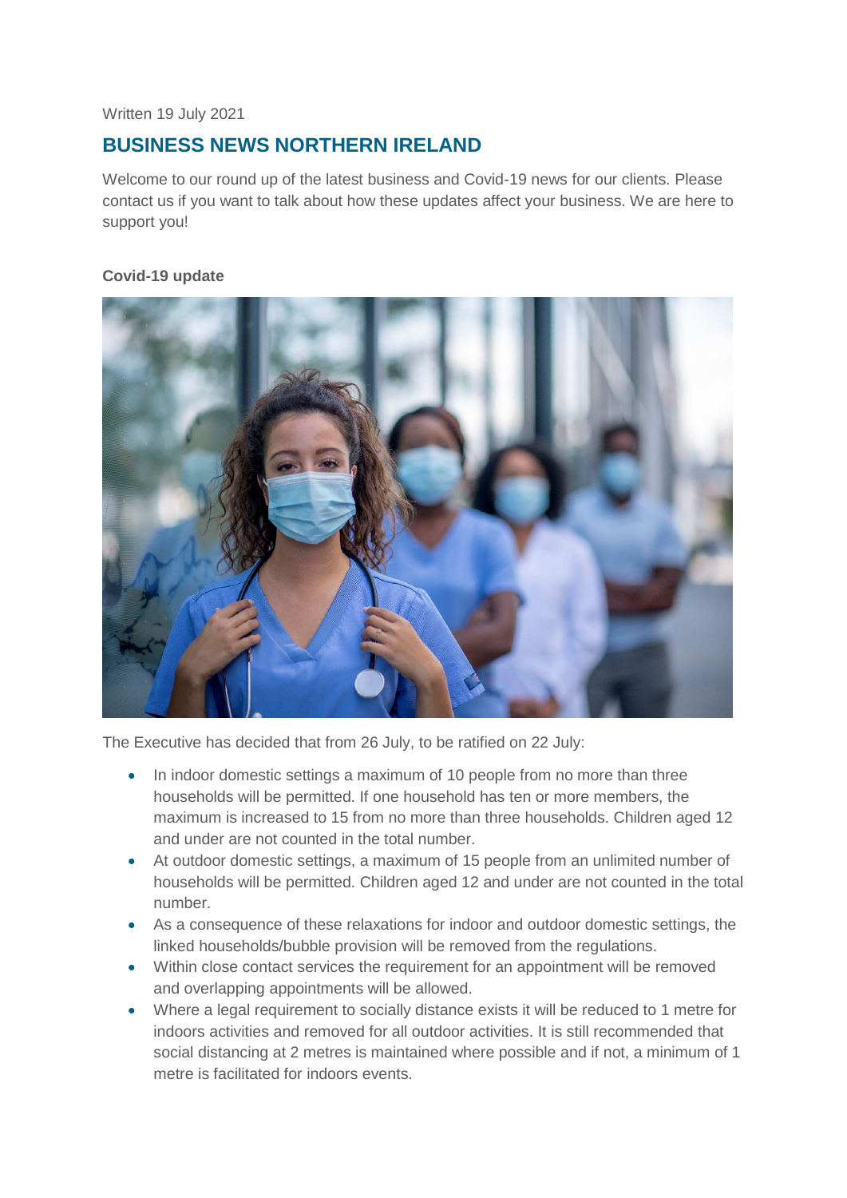Written 19 July 2021

# BUSINESS NEWS NORTHERN IRELAND

Welcome to our round up of the latest business and Covid-19 news for our clients. Please contact us if you want to talk about how these updates affect your business. We are here to support you!

**Covid-19 update**

The Executive has decided that from 26 July, to be ratified on 22 July:

- In indoor domestic settings a maximum of 10 people from no more than three households will be permitted. If one household has ten or more members, the maximum is increased to 15 from no more than three households. Children aged 12 and under are not counted in the total number.
- At outdoor domestic settings, a maximum of 15 people from an unlimited number of households will be permitted. Children aged 12 and under are not counted in the total number.
- As a consequence of these relaxations for indoor and outdoor domestic settings, the linked households/bubble provision will be removed from the regulations.
- Within close contact services the requirement for an appointment will be removed and overlapping appointments will be allowed.
- Where a legal requirement to socially distance exists it will be reduced to 1 metre for indoors activities and removed for all outdoor activities. It is still recommended that social distancing at 2 metres is maintained where possible and if not, a minimum of 1 metre is facilitated for indoors events.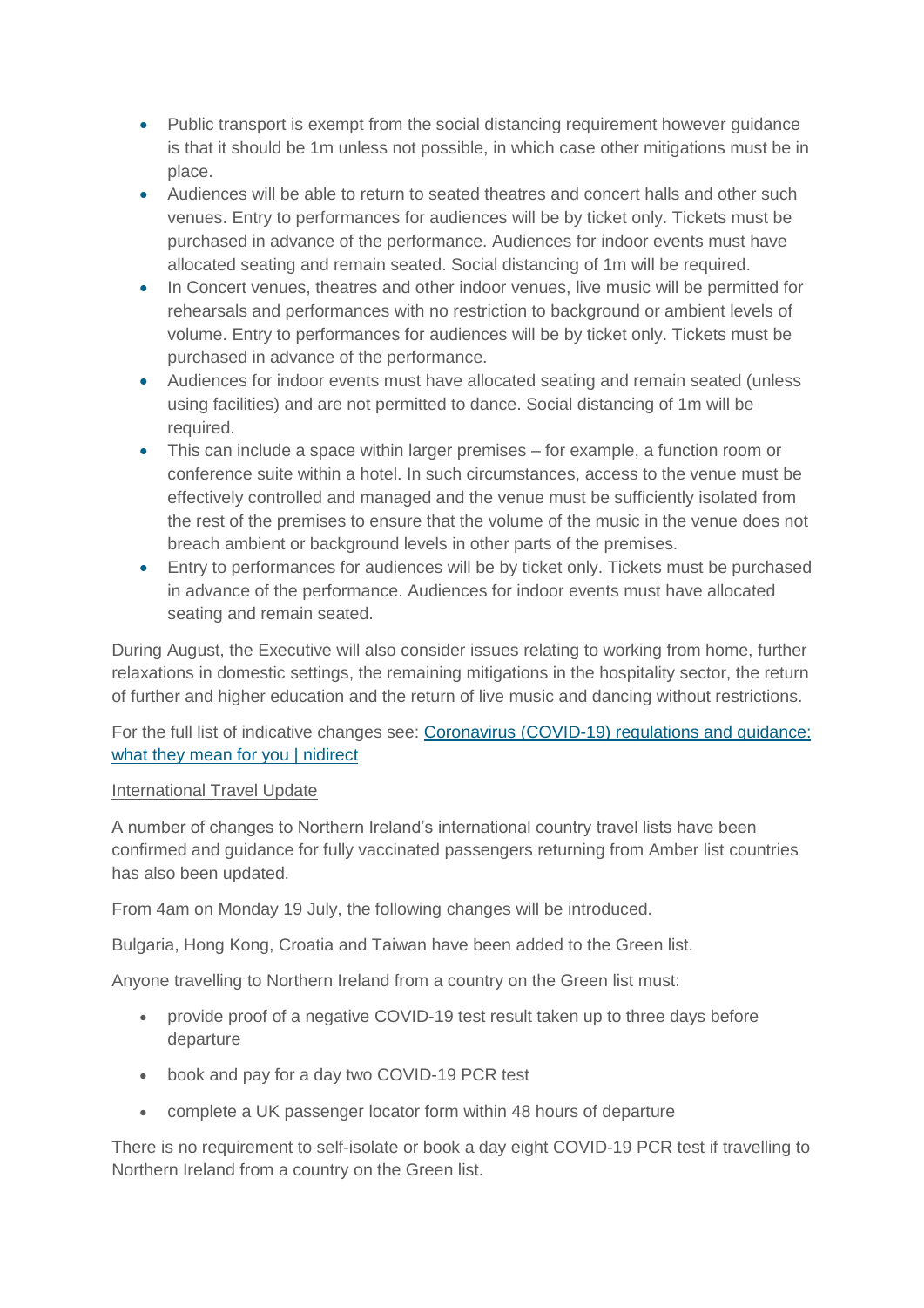- Public transport is exempt from the social distancing requirement however guidance is that it should be 1m unless not possible, in which case other mitigations must be in place.
- Audiences will be able to return to seated theatres and concert halls and other such venues. Entry to performances for audiences will be by ticket only. Tickets must be purchased in advance of the performance. Audiences for indoor events must have allocated seating and remain seated. Social distancing of 1m will be required.
- In Concert venues, theatres and other indoor venues, live music will be permitted for rehearsals and performances with no restriction to background or ambient levels of volume. Entry to performances for audiences will be by ticket only. Tickets must be purchased in advance of the performance.
- Audiences for indoor events must have allocated seating and remain seated (unless using facilities) and are not permitted to dance. Social distancing of 1m will be required.
- This can include a space within larger premises – for example, a function room or conference suite within a hotel. In such circumstances, access to the venue must be effectively controlled and managed and the venue must be sufficiently isolated from the rest of the premises to ensure that the volume of the music in the venue does not breach ambient or background levels in other parts of the premises.
- Entry to performances for audiences will be by ticket only. Tickets must be purchased in advance of the performance. Audiences for indoor events must have allocated seating and remain seated.

During August, the Executive will also consider issues relating to working from home, further relaxations in domestic settings, the remaining mitigations in the hospitality sector, the return of further and higher education and the return of live music and dancing without restrictions.

For the full list of indicative changes see: [Coronavirus (COVID-19) regulations and guidance: what they mean for you | nidirect]()

## International Travel Update

A number of changes to Northern Ireland's international country travel lists have been confirmed and guidance for fully vaccinated passengers returning from Amber list countries has also been updated.

From 4am on Monday 19 July, the following changes will be introduced.

Bulgaria, Hong Kong, Croatia and Taiwan have been added to the Green list.

Anyone travelling to Northern Ireland from a country on the Green list must:

- provide proof of a negative COVID-19 test result taken up to three days before departure
- book and pay for a day two COVID-19 PCR test
- complete a UK passenger locator form within 48 hours of departure

There is no requirement to self-isolate or book a day eight COVID-19 PCR test if travelling to Northern Ireland from a country on the Green list.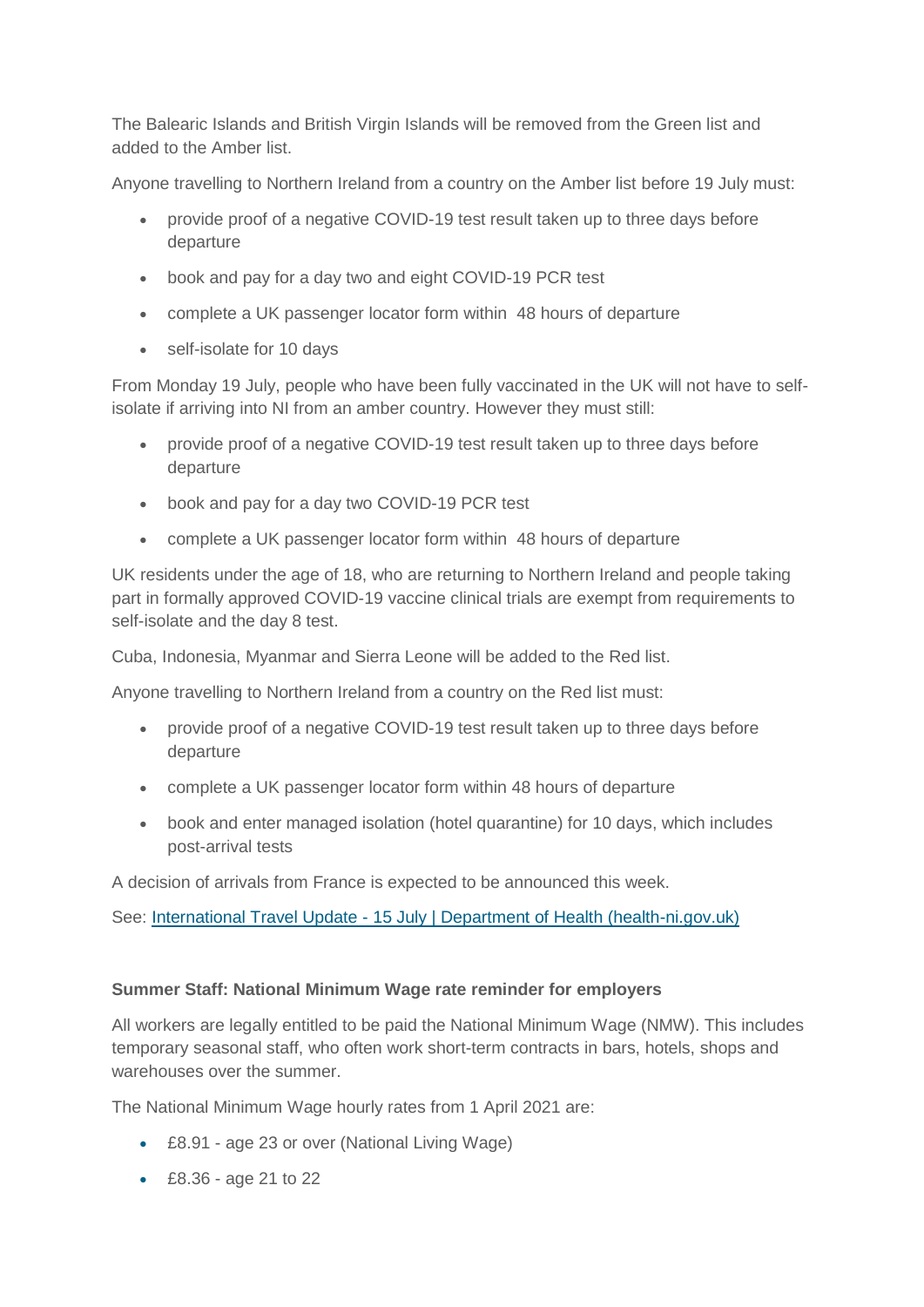The Balearic Islands and British Virgin Islands will be removed from the Green list and added to the Amber list.

Anyone travelling to Northern Ireland from a country on the Amber list before 19 July must:

- provide proof of a negative COVID-19 test result taken up to three days before departure
- book and pay for a day two and eight COVID-19 PCR test
- complete a UK passenger locator form within 48 hours of departure
- self-isolate for 10 days

From Monday 19 July, people who have been fully vaccinated in the UK will not have to self-isolate if arriving into NI from an amber country. However they must still:

- provide proof of a negative COVID-19 test result taken up to three days before departure
- book and pay for a day two COVID-19 PCR test
- complete a UK passenger locator form within 48 hours of departure

UK residents under the age of 18, who are returning to Northern Ireland and people taking part in formally approved COVID-19 vaccine clinical trials are exempt from requirements to self-isolate and the day 8 test.

Cuba, Indonesia, Myanmar and Sierra Leone will be added to the Red list.

Anyone travelling to Northern Ireland from a country on the Red list must:

- provide proof of a negative COVID-19 test result taken up to three days before departure
- complete a UK passenger locator form within 48 hours of departure
- book and enter managed isolation (hotel quarantine) for 10 days, which includes post-arrival tests

A decision of arrivals from France is expected to be announced this week.

See: [International Travel Update - 15 July | Department of Health (health-ni.gov.uk)]()

**Summer Staff: National Minimum Wage rate reminder for employers**

All workers are legally entitled to be paid the National Minimum Wage (NMW). This includes temporary seasonal staff, who often work short-term contracts in bars, hotels, shops and warehouses over the summer.

The National Minimum Wage hourly rates from 1 April 2021 are:

- £8.91 - age 23 or over (National Living Wage)
- £8.36 - age 21 to 22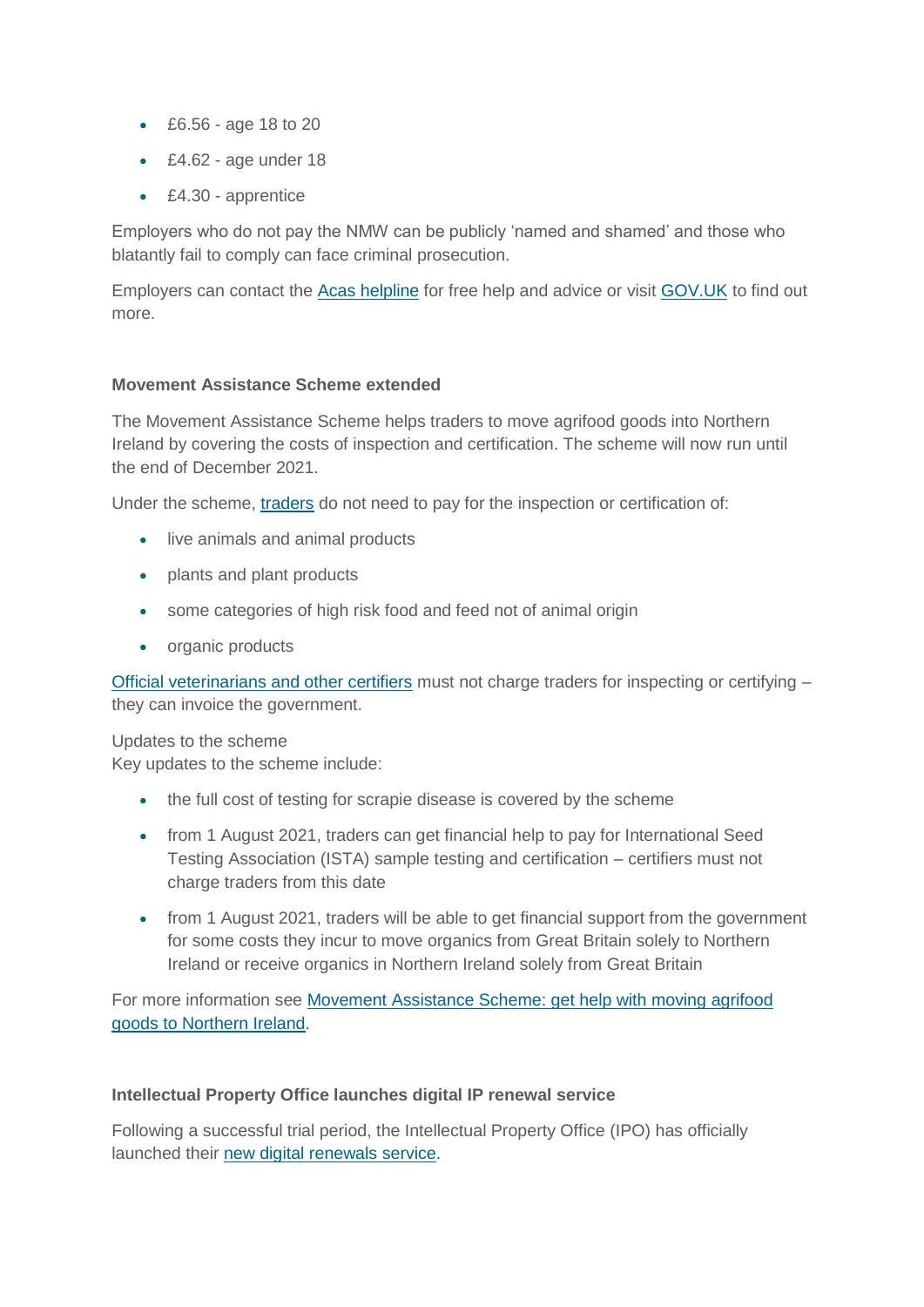- £6.56 - age 18 to 20
- £4.62 - age under 18
- £4.30 - apprentice

Employers who do not pay the NMW can be publicly 'named and shamed' and those who blatantly fail to comply can face criminal prosecution.

Employers can contact the [Acas helpline]() for free help and advice or visit [GOV.UK]() to find out more.

**Movement Assistance Scheme extended**

The Movement Assistance Scheme helps traders to move agrifood goods into Northern Ireland by covering the costs of inspection and certification. The scheme will now run until the end of December 2021.

Under the scheme, [traders]() do not need to pay for the inspection or certification of:

- live animals and animal products
- plants and plant products
- some categories of high risk food and feed not of animal origin
- organic products

[Official veterinarians and other certifiers]() must not charge traders for inspecting or certifying – they can invoice the government.

Updates to the scheme
Key updates to the scheme include:

- the full cost of testing for scrapie disease is covered by the scheme
- from 1 August 2021, traders can get financial help to pay for International Seed Testing Association (ISTA) sample testing and certification – certifiers must not charge traders from this date
- from 1 August 2021, traders will be able to get financial support from the government for some costs they incur to move organics from Great Britain solely to Northern Ireland or receive organics in Northern Ireland solely from Great Britain

For more information see [Movement Assistance Scheme: get help with moving agrifood goods to Northern Ireland]().

**Intellectual Property Office launches digital IP renewal service**

Following a successful trial period, the Intellectual Property Office (IPO) has officially launched their [new digital renewals service]().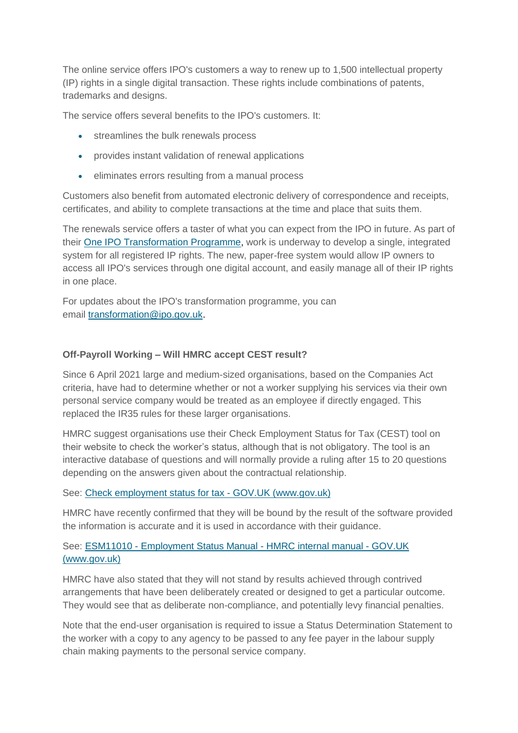The online service offers IPO's customers a way to renew up to 1,500 intellectual property (IP) rights in a single digital transaction. These rights include combinations of patents, trademarks and designs.

The service offers several benefits to the IPO's customers. It:

- streamlines the bulk renewals process
- provides instant validation of renewal applications
- eliminates errors resulting from a manual process

Customers also benefit from automated electronic delivery of correspondence and receipts, certificates, and ability to complete transactions at the time and place that suits them.

The renewals service offers a taster of what you can expect from the IPO in future. As part of their One IPO Transformation Programme, work is underway to develop a single, integrated system for all registered IP rights. The new, paper-free system would allow IP owners to access all IPO's services through one digital account, and easily manage all of their IP rights in one place.

For updates about the IPO's transformation programme, you can email transformation@ipo.gov.uk.

**Off-Payroll Working – Will HMRC accept CEST result?**

Since 6 April 2021 large and medium-sized organisations, based on the Companies Act criteria, have had to determine whether or not a worker supplying his services via their own personal service company would be treated as an employee if directly engaged. This replaced the IR35 rules for these larger organisations.

HMRC suggest organisations use their Check Employment Status for Tax (CEST) tool on their website to check the worker's status, although that is not obligatory. The tool is an interactive database of questions and will normally provide a ruling after 15 to 20 questions depending on the answers given about the contractual relationship.

See: Check employment status for tax - GOV.UK (www.gov.uk)

HMRC have recently confirmed that they will be bound by the result of the software provided the information is accurate and it is used in accordance with their guidance.

See: ESM11010 - Employment Status Manual - HMRC internal manual - GOV.UK (www.gov.uk)

HMRC have also stated that they will not stand by results achieved through contrived arrangements that have been deliberately created or designed to get a particular outcome. They would see that as deliberate non-compliance, and potentially levy financial penalties.

Note that the end-user organisation is required to issue a Status Determination Statement to the worker with a copy to any agency to be passed to any fee payer in the labour supply chain making payments to the personal service company.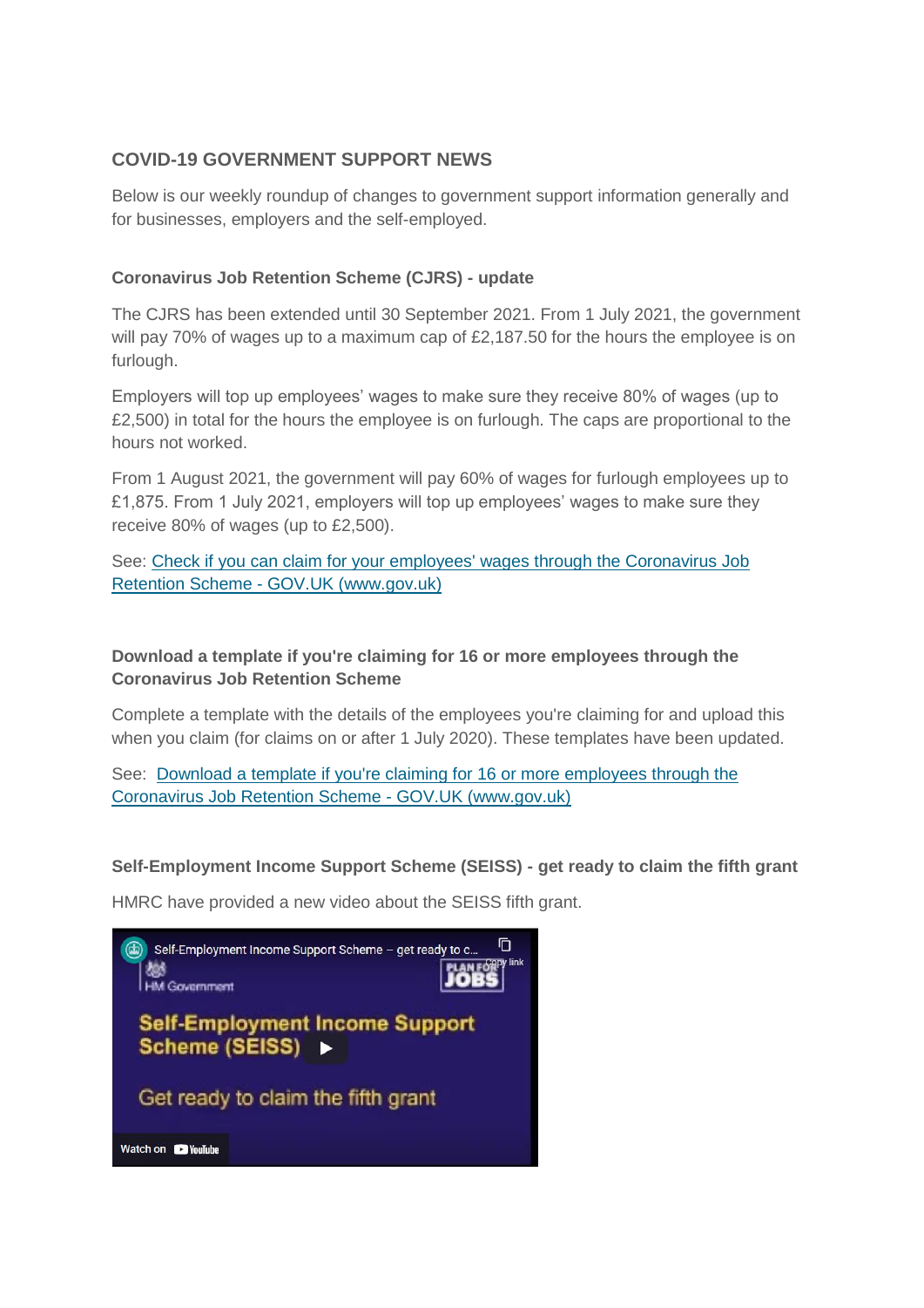## COVID-19 GOVERNMENT SUPPORT NEWS

Below is our weekly roundup of changes to government support information generally and for businesses, employers and the self-employed.

### Coronavirus Job Retention Scheme (CJRS) - update

The CJRS has been extended until 30 September 2021. From 1 July 2021, the government will pay 70% of wages up to a maximum cap of £2,187.50 for the hours the employee is on furlough.

Employers will top up employees' wages to make sure they receive 80% of wages (up to £2,500) in total for the hours the employee is on furlough. The caps are proportional to the hours not worked.

From 1 August 2021, the government will pay 60% of wages for furlough employees up to £1,875. From 1 July 2021, employers will top up employees' wages to make sure they receive 80% of wages (up to £2,500).

See: [Check if you can claim for your employees' wages through the Coronavirus Job Retention Scheme - GOV.UK (www.gov.uk)]

### Download a template if you're claiming for 16 or more employees through the Coronavirus Job Retention Scheme

Complete a template with the details of the employees you're claiming for and upload this when you claim (for claims on or after 1 July 2020). These templates have been updated.

See: [Download a template if you're claiming for 16 or more employees through the Coronavirus Job Retention Scheme - GOV.UK (www.gov.uk)]

### Self-Employment Income Support Scheme (SEISS) - get ready to claim the fifth grant

HMRC have provided a new video about the SEISS fifth grant.

Self-Employment Income Support Scheme – get ready to c...

HM Government

Self-Employment Income Support Scheme (SEISS)

Get ready to claim the fifth grant

Watch on YouTube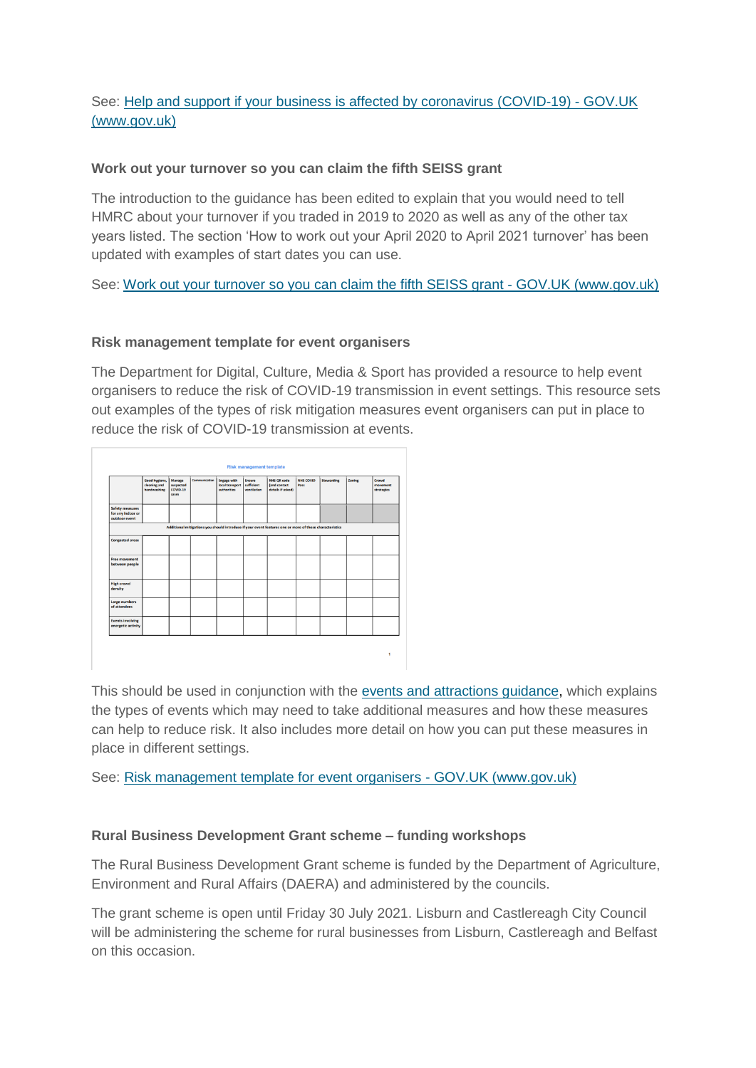See: [Help and support if your business is affected by coronavirus (COVID-19) - GOV.UK (www.gov.uk)]()

**Work out your turnover so you can claim the fifth SEISS grant**

The introduction to the guidance has been edited to explain that you would need to tell HMRC about your turnover if you traded in 2019 to 2020 as well as any of the other tax years listed. The section 'How to work out your April 2020 to April 2021 turnover' has been updated with examples of start dates you can use.

See: [Work out your turnover so you can claim the fifth SEISS grant - GOV.UK (www.gov.uk)]()

**Risk management template for event organisers**

The Department for Digital, Culture, Media & Sport has provided a resource to help event organisers to reduce the risk of COVID-19 transmission in event settings. This resource sets out examples of the types of risk mitigation measures event organisers can put in place to reduce the risk of COVID-19 transmission at events.

Risk management template

| | Good hygiene, cleaning and handwashing | Manage suspected COVID-19 cases | Communication | Engage with local transport authorities | Ensure sufficient ventilation | NHS QR code (and contact details if asked) | NHS COVID Pass | Stewarding | Zoning | Crowd movement strategies |
|---|---|---|---|---|---|---|---|---|---|---|
| Safety measures for any indoor or outdoor event | | | | | | | | | | |
| Additional mitigations you should introduce if your event features one or more of these characteristics | | | | | | | | | | |
| Congested areas | | | | | | | | | | |
| Free movement between people | | | | | | | | | | |
| High crowd density | | | | | | | | | | |
| Large numbers of attendees | | | | | | | | | | |
| Events involving energetic activity | | | | | | | | | | |

This should be used in conjunction with the [events and attractions guidance](), which explains the types of events which may need to take additional measures and how these measures can help to reduce risk. It also includes more detail on how you can put these measures in place in different settings.

See: [Risk management template for event organisers - GOV.UK (www.gov.uk)]()

**Rural Business Development Grant scheme – funding workshops**

The Rural Business Development Grant scheme is funded by the Department of Agriculture, Environment and Rural Affairs (DAERA) and administered by the councils.

The grant scheme is open until Friday 30 July 2021. Lisburn and Castlereagh City Council will be administering the scheme for rural businesses from Lisburn, Castlereagh and Belfast on this occasion.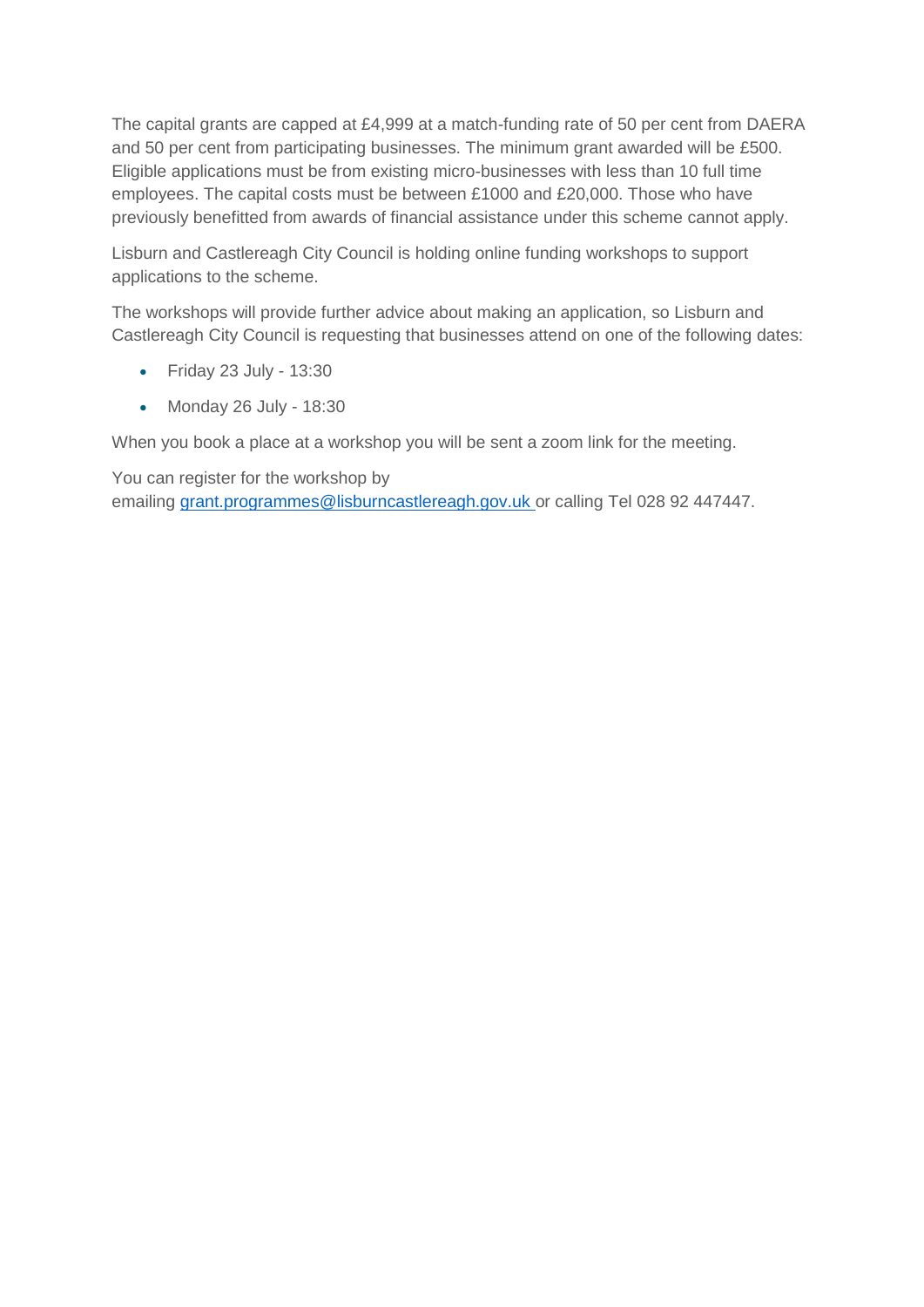The capital grants are capped at £4,999 at a match-funding rate of 50 per cent from DAERA and 50 per cent from participating businesses. The minimum grant awarded will be £500. Eligible applications must be from existing micro-businesses with less than 10 full time employees. The capital costs must be between £1000 and £20,000. Those who have previously benefitted from awards of financial assistance under this scheme cannot apply.

Lisburn and Castlereagh City Council is holding online funding workshops to support applications to the scheme.

The workshops will provide further advice about making an application, so Lisburn and Castlereagh City Council is requesting that businesses attend on one of the following dates:

- Friday 23 July - 13:30
- Monday 26 July - 18:30

When you book a place at a workshop you will be sent a zoom link for the meeting.

You can register for the workshop by emailing grant.programmes@lisburncastlereagh.gov.uk or calling Tel 028 92 447447.